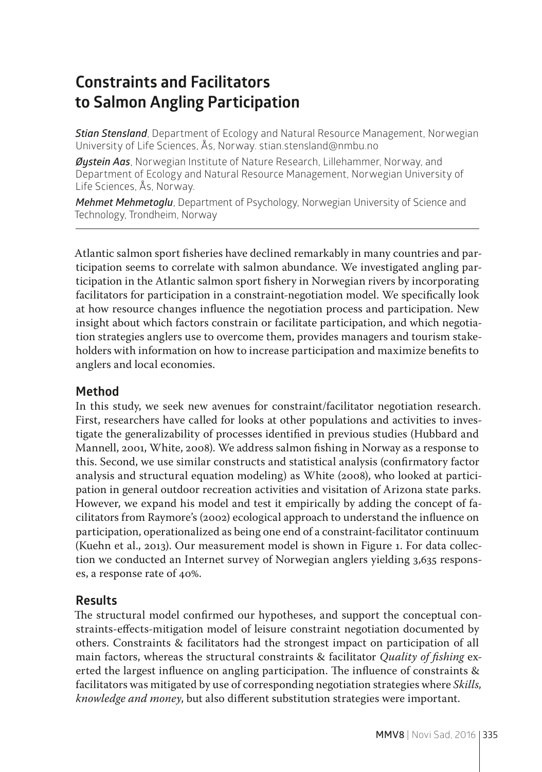# Constraints and Facilitators to Salmon Angling Participation

***Stian Stensland***, Department of Ecology and Natural Resource Management, Norwegian University of Life Sciences, Ås, Norway. stian.stensland@nmbu.no

***Øystein Aas***, Norwegian Institute of Nature Research, Lillehammer, Norway, and Department of Ecology and Natural Resource Management, Norwegian University of Life Sciences, Ås, Norway.

***Mehmet Mehmetoglu***, Department of Psychology, Norwegian University of Science and Technology, Trondheim, Norway

---

Atlantic salmon sport fisheries have declined remarkably in many countries and participation seems to correlate with salmon abundance. We investigated angling participation in the Atlantic salmon sport fishery in Norwegian rivers by incorporating facilitators for participation in a constraint-negotiation model. We specifically look at how resource changes influence the negotiation process and participation. New insight about which factors constrain or facilitate participation, and which negotiation strategies anglers use to overcome them, provides managers and tourism stakeholders with information on how to increase participation and maximize benefits to anglers and local economies.

## Method

In this study, we seek new avenues for constraint/facilitator negotiation research. First, researchers have called for looks at other populations and activities to investigate the generalizability of processes identified in previous studies (Hubbard and Mannell, 2001, White, 2008). We address salmon fishing in Norway as a response to this. Second, we use similar constructs and statistical analysis (confirmatory factor analysis and structural equation modeling) as White (2008), who looked at participation in general outdoor recreation activities and visitation of Arizona state parks. However, we expand his model and test it empirically by adding the concept of facilitators from Raymore's (2002) ecological approach to understand the influence on participation, operationalized as being one end of a constraint-facilitator continuum (Kuehn et al., 2013). Our measurement model is shown in Figure 1. For data collection we conducted an Internet survey of Norwegian anglers yielding 3,635 responses, a response rate of 40%.

## Results

The structural model confirmed our hypotheses, and support the conceptual constraints-effects-mitigation model of leisure constraint negotiation documented by others. Constraints & facilitators had the strongest impact on participation of all main factors, whereas the structural constraints & facilitator *Quality of fishing* exerted the largest influence on angling participation. The influence of constraints & facilitators was mitigated by use of corresponding negotiation strategies where *Skills, knowledge and money*, but also different substitution strategies were important.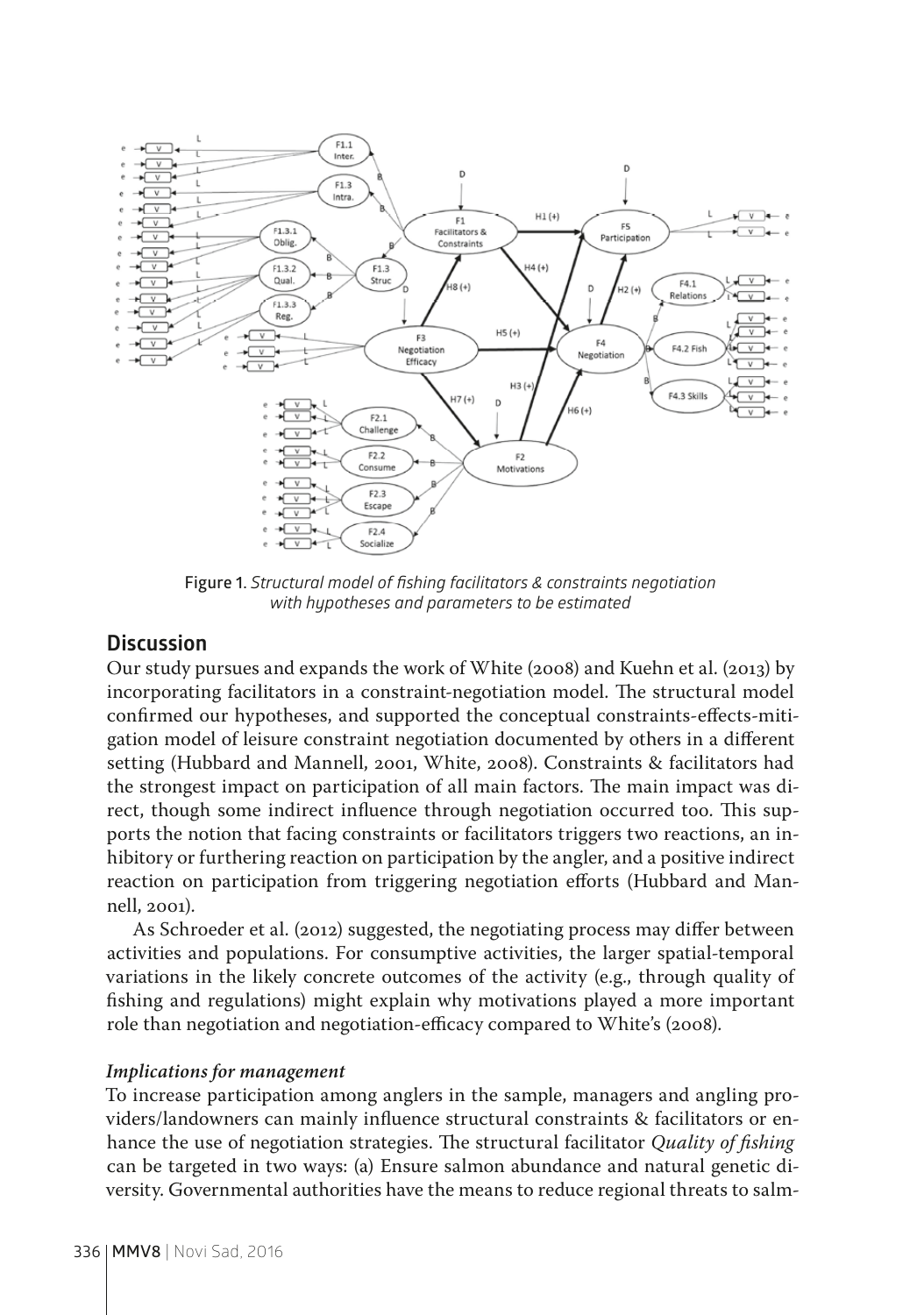Figure 1. *Structural model of fishing facilitators & constraints negotiation with hypotheses and parameters to be estimated*

## Discussion

Our study pursues and expands the work of White (2008) and Kuehn et al. (2013) by incorporating facilitators in a constraint-negotiation model. The structural model confirmed our hypotheses, and supported the conceptual constraints-effects-mitigation model of leisure constraint negotiation documented by others in a different setting (Hubbard and Mannell, 2001, White, 2008). Constraints & facilitators had the strongest impact on participation of all main factors. The main impact was direct, though some indirect influence through negotiation occurred too. This supports the notion that facing constraints or facilitators triggers two reactions, an inhibitory or furthering reaction on participation by the angler, and a positive indirect reaction on participation from triggering negotiation efforts (Hubbard and Mannell, 2001).

As Schroeder et al. (2012) suggested, the negotiating process may differ between activities and populations. For consumptive activities, the larger spatial-temporal variations in the likely concrete outcomes of the activity (e.g., through quality of fishing and regulations) might explain why motivations played a more important role than negotiation and negotiation-efficacy compared to White's (2008).

### *Implications for management*

To increase participation among anglers in the sample, managers and angling providers/landowners can mainly influence structural constraints & facilitators or enhance the use of negotiation strategies. The structural facilitator *Quality of fishing* can be targeted in two ways: (a) Ensure salmon abundance and natural genetic diversity. Governmental authorities have the means to reduce regional threats to salm-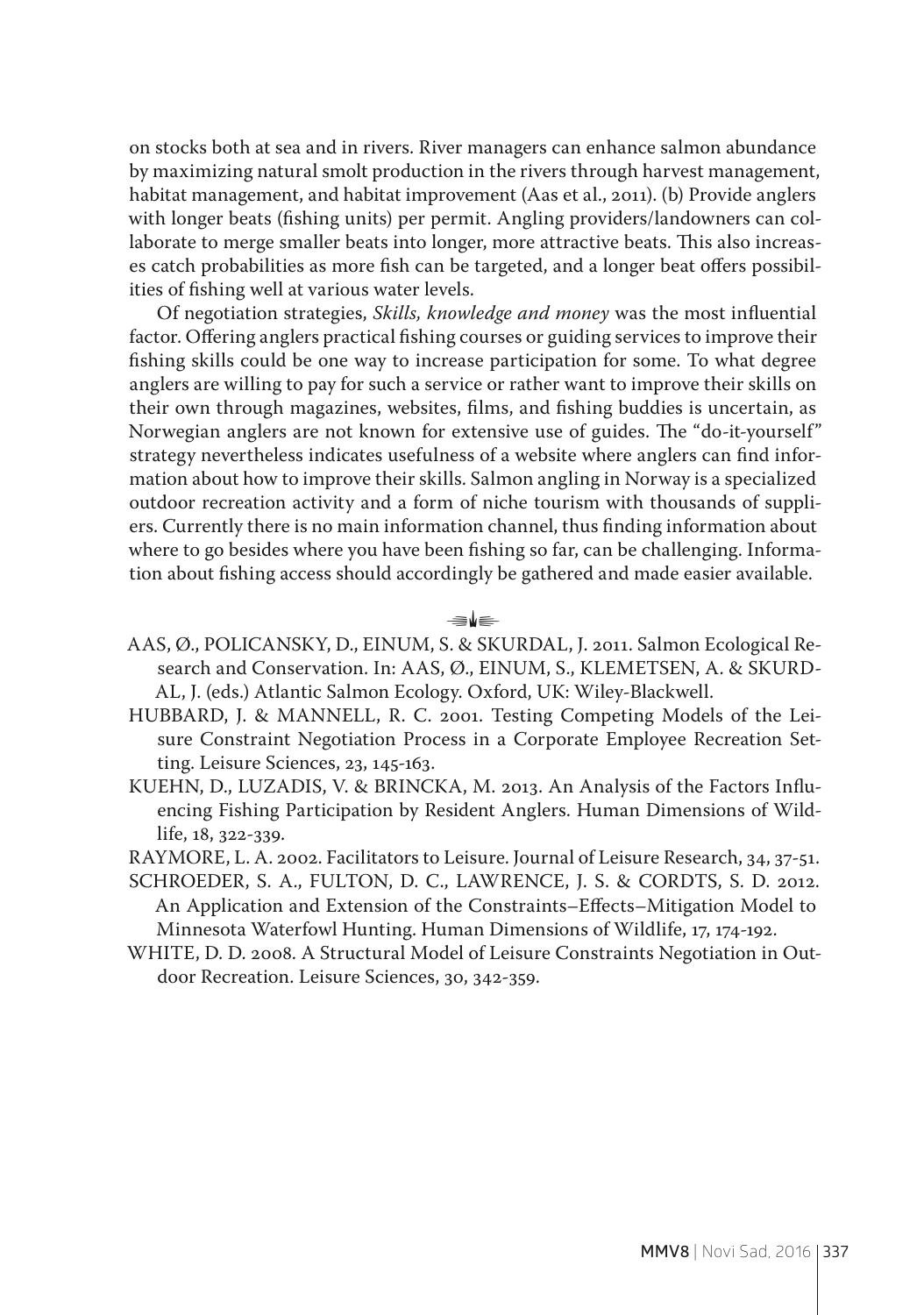on stocks both at sea and in rivers. River managers can enhance salmon abundance by maximizing natural smolt production in the rivers through harvest management, habitat management, and habitat improvement (Aas et al., 2011). (b) Provide anglers with longer beats (fishing units) per permit. Angling providers/landowners can collaborate to merge smaller beats into longer, more attractive beats. This also increases catch probabilities as more fish can be targeted, and a longer beat offers possibilities of fishing well at various water levels.

Of negotiation strategies, *Skills, knowledge and money* was the most influential factor. Offering anglers practical fishing courses or guiding services to improve their fishing skills could be one way to increase participation for some. To what degree anglers are willing to pay for such a service or rather want to improve their skills on their own through magazines, websites, films, and fishing buddies is uncertain, as Norwegian anglers are not known for extensive use of guides. The "do-it-yourself" strategy nevertheless indicates usefulness of a website where anglers can find information about how to improve their skills. Salmon angling in Norway is a specialized outdoor recreation activity and a form of niche tourism with thousands of suppliers. Currently there is no main information channel, thus finding information about where to go besides where you have been fishing so far, can be challenging. Information about fishing access should accordingly be gathered and made easier available.

AAS, Ø., POLICANSKY, D., EINUM, S. & SKURDAL, J. 2011. Salmon Ecological Research and Conservation. In: AAS, Ø., EINUM, S., KLEMETSEN, A. & SKURDAL, J. (eds.) Atlantic Salmon Ecology. Oxford, UK: Wiley-Blackwell.

HUBBARD, J. & MANNELL, R. C. 2001. Testing Competing Models of the Leisure Constraint Negotiation Process in a Corporate Employee Recreation Setting. Leisure Sciences, 23, 145-163.

KUEHN, D., LUZADIS, V. & BRINCKA, M. 2013. An Analysis of the Factors Influencing Fishing Participation by Resident Anglers. Human Dimensions of Wildlife, 18, 322-339.

RAYMORE, L. A. 2002. Facilitators to Leisure. Journal of Leisure Research, 34, 37-51.

SCHROEDER, S. A., FULTON, D. C., LAWRENCE, J. S. & CORDTS, S. D. 2012. An Application and Extension of the Constraints–Effects–Mitigation Model to Minnesota Waterfowl Hunting. Human Dimensions of Wildlife, 17, 174-192.

WHITE, D. D. 2008. A Structural Model of Leisure Constraints Negotiation in Outdoor Recreation. Leisure Sciences, 30, 342-359.